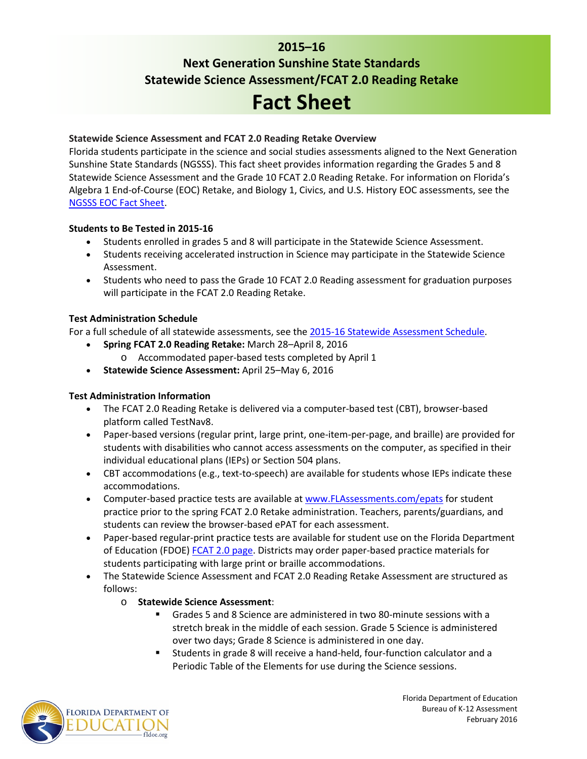# 2015–16

## Next Generation Sunshine State Standards Statewide Science Assessment/FCAT 2.0 Reading Retake

# Fact Sheet

### Statewide Science Assessment and FCAT 2.0 Reading Retake Overview

Florida students participate in the science and social studies assessments aligned to the Next Generation Sunshine State Standards (NGSSS). This fact sheet provides information regarding the Grades 5 and 8 Statewide Science Assessment and the Grade 10 FCAT 2.0 Reading Retake. For information on Florida's Algebra 1 End-of-Course (EOC) Retake, and Biology 1, Civics, and U.S. History EOC assessments, see the NGSSS EOC Fact Sheet.

### Students to Be Tested in 2015-16

- Students enrolled in grades 5 and 8 will participate in the Statewide Science Assessment.
- Students receiving accelerated instruction in Science may participate in the Statewide Science Assessment.
- Students who need to pass the Grade 10 FCAT 2.0 Reading assessment for graduation purposes will participate in the FCAT 2.0 Reading Retake.

### Test Administration Schedule

For a full schedule of all statewide assessments, see the 2015-16 Statewide Assessment Schedule.

- **Spring FCAT 2.0 Reading Retake:** March 28–April 8, 2016
  - Accommodated paper-based tests completed by April 1
- **Statewide Science Assessment:** April 25–May 6, 2016

### Test Administration Information

- The FCAT 2.0 Reading Retake is delivered via a computer-based test (CBT), browser-based platform called TestNav8.
- Paper-based versions (regular print, large print, one-item-per-page, and braille) are provided for students with disabilities who cannot access assessments on the computer, as specified in their individual educational plans (IEPs) or Section 504 plans.
- CBT accommodations (e.g., text-to-speech) are available for students whose IEPs indicate these accommodations.
- Computer-based practice tests are available at www.FLAssessments.com/epats for student practice prior to the spring FCAT 2.0 Retake administration. Teachers, parents/guardians, and students can review the browser-based ePAT for each assessment.
- Paper-based regular-print practice tests are available for student use on the Florida Department of Education (FDOE) FCAT 2.0 page. Districts may order paper-based practice materials for students participating with large print or braille accommodations.
- The Statewide Science Assessment and FCAT 2.0 Reading Retake Assessment are structured as follows:
  - **Statewide Science Assessment**:
    - Grades 5 and 8 Science are administered in two 80-minute sessions with a stretch break in the middle of each session. Grade 5 Science is administered over two days; Grade 8 Science is administered in one day.
    - Students in grade 8 will receive a hand-held, four-function calculator and a Periodic Table of the Elements for use during the Science sessions.

Florida Department of Education
Bureau of K-12 Assessment
February 2016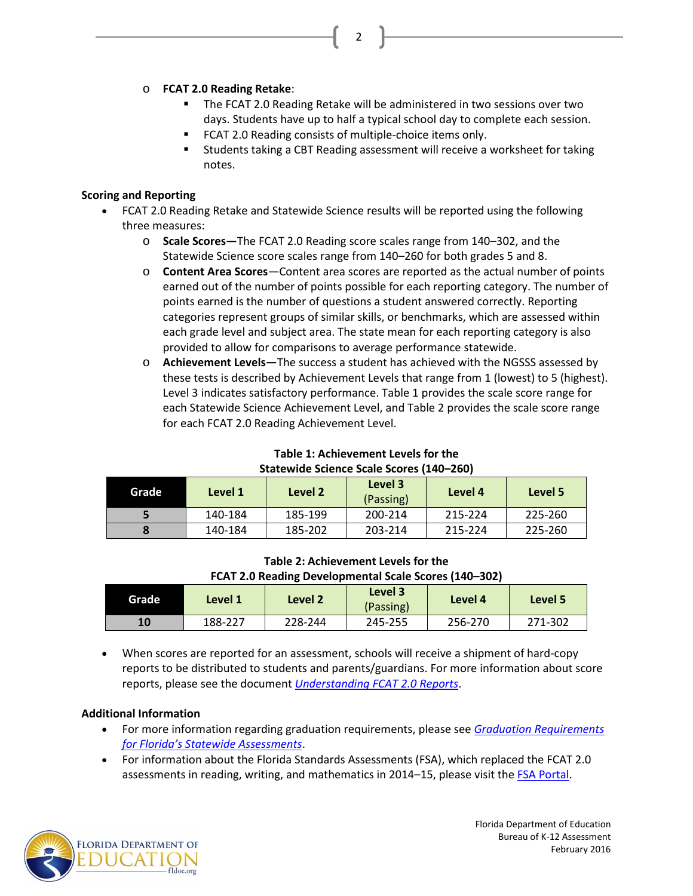- **FCAT 2.0 Reading Retake**:
  - The FCAT 2.0 Reading Retake will be administered in two sessions over two days. Students have up to half a typical school day to complete each session.
  - FCAT 2.0 Reading consists of multiple-choice items only.
  - Students taking a CBT Reading assessment will receive a worksheet for taking notes.

**Scoring and Reporting**

- FCAT 2.0 Reading Retake and Statewide Science results will be reported using the following three measures:
  - **Scale Scores—**The FCAT 2.0 Reading score scales range from 140–302, and the Statewide Science score scales range from 140–260 for both grades 5 and 8.
  - **Content Area Scores**—Content area scores are reported as the actual number of points earned out of the number of points possible for each reporting category. The number of points earned is the number of questions a student answered correctly. Reporting categories represent groups of similar skills, or benchmarks, which are assessed within each grade level and subject area. The state mean for each reporting category is also provided to allow for comparisons to average performance statewide.
  - **Achievement Levels—**The success a student has achieved with the NGSSS assessed by these tests is described by Achievement Levels that range from 1 (lowest) to 5 (highest). Level 3 indicates satisfactory performance. Table 1 provides the scale score range for each Statewide Science Achievement Level, and Table 2 provides the scale score range for each FCAT 2.0 Reading Achievement Level.

**Table 1: Achievement Levels for the Statewide Science Scale Scores (140–260)**

| Grade | Level 1 | Level 2 | Level 3 (Passing) | Level 4 | Level 5 |
|---|---|---|---|---|---|
| 5 | 140-184 | 185-199 | 200-214 | 215-224 | 225-260 |
| 8 | 140-184 | 185-202 | 203-214 | 215-224 | 225-260 |

**Table 2: Achievement Levels for the FCAT 2.0 Reading Developmental Scale Scores (140–302)**

| Grade | Level 1 | Level 2 | Level 3 (Passing) | Level 4 | Level 5 |
|---|---|---|---|---|---|
| 10 | 188-227 | 228-244 | 245-255 | 256-270 | 271-302 |

- When scores are reported for an assessment, schools will receive a shipment of hard-copy reports to be distributed to students and parents/guardians. For more information about score reports, please see the document *Understanding FCAT 2.0 Reports*.

**Additional Information**

- For more information regarding graduation requirements, please see *Graduation Requirements for Florida's Statewide Assessments*.
- For information about the Florida Standards Assessments (FSA), which replaced the FCAT 2.0 assessments in reading, writing, and mathematics in 2014–15, please visit the FSA Portal.

Florida Department of Education
Bureau of K-12 Assessment
February 2016